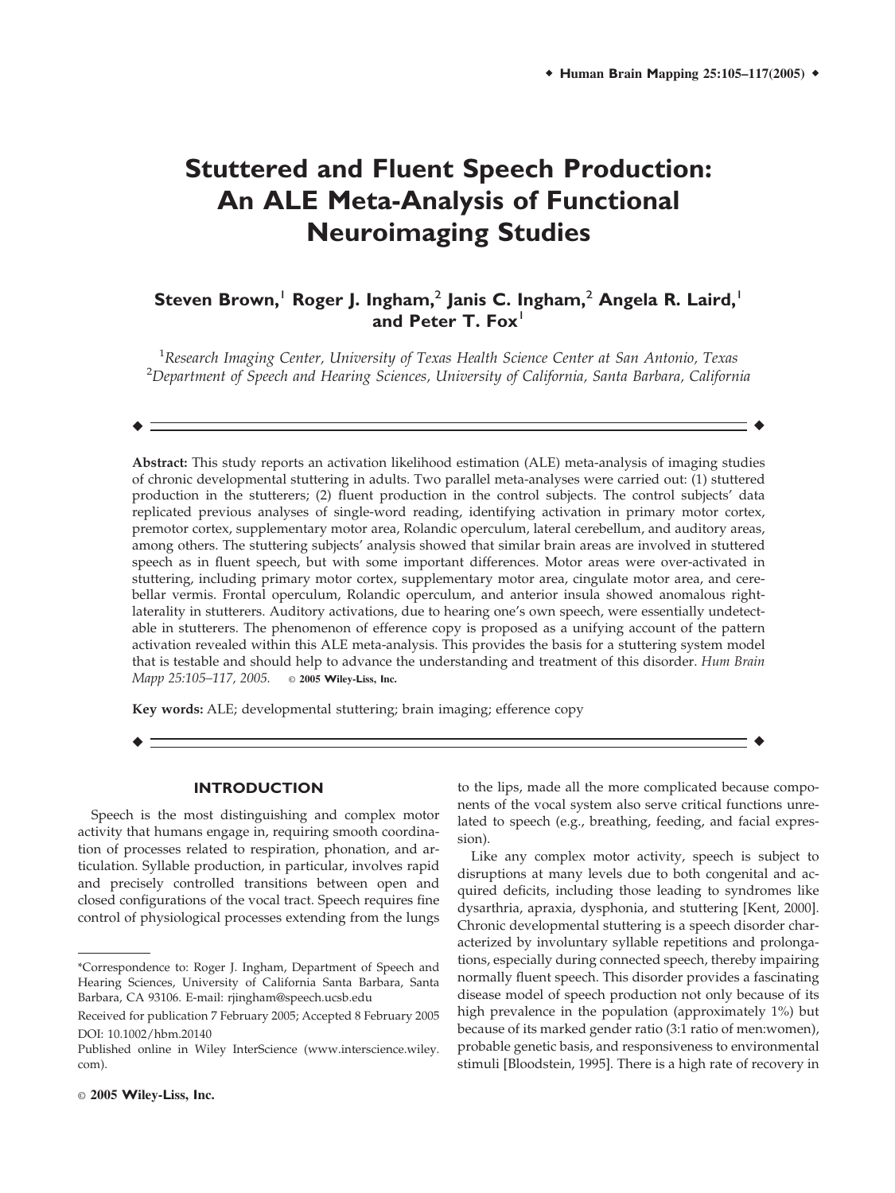# Stuttered and Fluent Speech Production: An ALE Meta-Analysis of Functional Neuroimaging Studies

**Steven Brown,[1] Roger J. Ingham,[2] Janis C. Ingham,[2] Angela R. Laird,[1] and Peter T. Fox[1]**

[1]*Research Imaging Center, University of Texas Health Science Center at San Antonio, Texas*
[2]*Department of Speech and Hearing Sciences, University of California, Santa Barbara, California*

**Abstract:** This study reports an activation likelihood estimation (ALE) meta-analysis of imaging studies of chronic developmental stuttering in adults. Two parallel meta-analyses were carried out: (1) stuttered production in the stutterers; (2) fluent production in the control subjects. The control subjects' data replicated previous analyses of single-word reading, identifying activation in primary motor cortex, premotor cortex, supplementary motor area, Rolandic operculum, lateral cerebellum, and auditory areas, among others. The stuttering subjects' analysis showed that similar brain areas are involved in stuttered speech as in fluent speech, but with some important differences. Motor areas were over-activated in stuttering, including primary motor cortex, supplementary motor area, cingulate motor area, and cerebellar vermis. Frontal operculum, Rolandic operculum, and anterior insula showed anomalous right-laterality in stutterers. Auditory activations, due to hearing one's own speech, were essentially undetectable in stutterers. The phenomenon of efference copy is proposed as a unifying account of the pattern activation revealed within this ALE meta-analysis. This provides the basis for a stuttering system model that is testable and should help to advance the understanding and treatment of this disorder. *Hum Brain Mapp 25:105–117, 2005.* © **2005 Wiley-Liss, Inc.**

**Key words:** ALE; developmental stuttering; brain imaging; efference copy

## INTRODUCTION

Speech is the most distinguishing and complex motor activity that humans engage in, requiring smooth coordination of processes related to respiration, phonation, and articulation. Syllable production, in particular, involves rapid and precisely controlled transitions between open and closed configurations of the vocal tract. Speech requires fine control of physiological processes extending from the lungs to the lips, made all the more complicated because components of the vocal system also serve critical functions unrelated to speech (e.g., breathing, feeding, and facial expression).

Like any complex motor activity, speech is subject to disruptions at many levels due to both congenital and acquired deficits, including those leading to syndromes like dysarthria, apraxia, dysphonia, and stuttering [Kent, 2000]. Chronic developmental stuttering is a speech disorder characterized by involuntary syllable repetitions and prolongations, especially during connected speech, thereby impairing normally fluent speech. This disorder provides a fascinating disease model of speech production not only because of its high prevalence in the population (approximately 1%) but because of its marked gender ratio (3:1 ratio of men:women), probable genetic basis, and responsiveness to environmental stimuli [Bloodstein, 1995]. There is a high rate of recovery in

---

*Correspondence to: Roger J. Ingham, Department of Speech and Hearing Sciences, University of California Santa Barbara, Santa Barbara, CA 93106. E-mail: rjingham@speech.ucsb.edu

Received for publication 7 February 2005; Accepted 8 February 2005

DOI: 10.1002/hbm.20140

Published online in Wiley InterScience (www.interscience.wiley.com).

© **2005 Wiley-Liss, Inc.**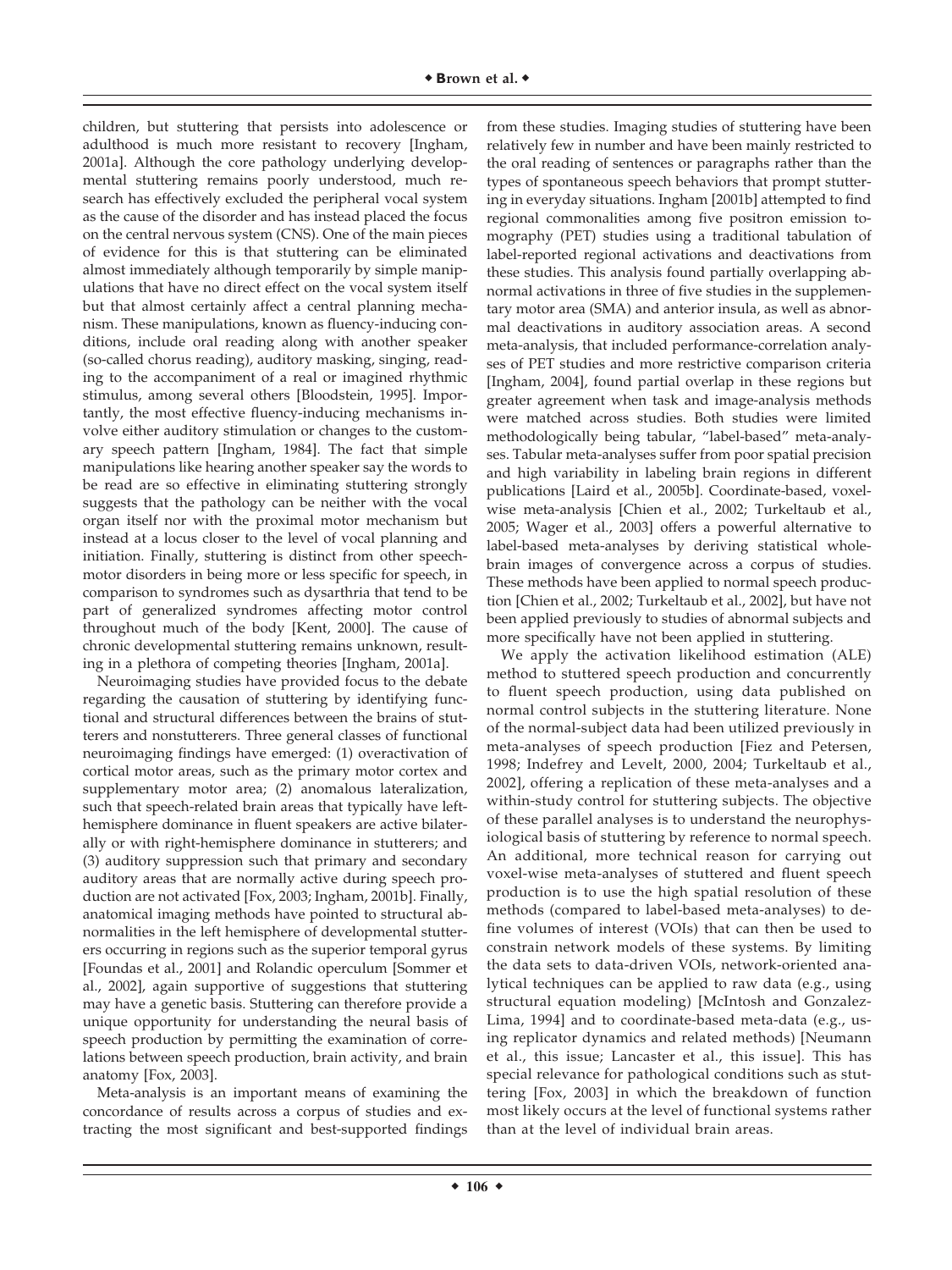children, but stuttering that persists into adolescence or adulthood is much more resistant to recovery [Ingham, 2001a]. Although the core pathology underlying developmental stuttering remains poorly understood, much research has effectively excluded the peripheral vocal system as the cause of the disorder and has instead placed the focus on the central nervous system (CNS). One of the main pieces of evidence for this is that stuttering can be eliminated almost immediately although temporarily by simple manipulations that have no direct effect on the vocal system itself but that almost certainly affect a central planning mechanism. These manipulations, known as fluency-inducing conditions, include oral reading along with another speaker (so-called chorus reading), auditory masking, singing, reading to the accompaniment of a real or imagined rhythmic stimulus, among several others [Bloodstein, 1995]. Importantly, the most effective fluency-inducing mechanisms involve either auditory stimulation or changes to the customary speech pattern [Ingham, 1984]. The fact that simple manipulations like hearing another speaker say the words to be read are so effective in eliminating stuttering strongly suggests that the pathology can be neither with the vocal organ itself nor with the proximal motor mechanism but instead at a locus closer to the level of vocal planning and initiation. Finally, stuttering is distinct from other speech-motor disorders in being more or less specific for speech, in comparison to syndromes such as dysarthria that tend to be part of generalized syndromes affecting motor control throughout much of the body [Kent, 2000]. The cause of chronic developmental stuttering remains unknown, resulting in a plethora of competing theories [Ingham, 2001a].

Neuroimaging studies have provided focus to the debate regarding the causation of stuttering by identifying functional and structural differences between the brains of stutterers and nonstutterers. Three general classes of functional neuroimaging findings have emerged: (1) overactivation of cortical motor areas, such as the primary motor cortex and supplementary motor area; (2) anomalous lateralization, such that speech-related brain areas that typically have left-hemisphere dominance in fluent speakers are active bilaterally or with right-hemisphere dominance in stutterers; and (3) auditory suppression such that primary and secondary auditory areas that are normally active during speech production are not activated [Fox, 2003; Ingham, 2001b]. Finally, anatomical imaging methods have pointed to structural abnormalities in the left hemisphere of developmental stutterers occurring in regions such as the superior temporal gyrus [Foundas et al., 2001] and Rolandic operculum [Sommer et al., 2002], again supportive of suggestions that stuttering may have a genetic basis. Stuttering can therefore provide a unique opportunity for understanding the neural basis of speech production by permitting the examination of correlations between speech production, brain activity, and brain anatomy [Fox, 2003].

Meta-analysis is an important means of examining the concordance of results across a corpus of studies and extracting the most significant and best-supported findings from these studies. Imaging studies of stuttering have been relatively few in number and have been mainly restricted to the oral reading of sentences or paragraphs rather than the types of spontaneous speech behaviors that prompt stuttering in everyday situations. Ingham [2001b] attempted to find regional commonalities among five positron emission tomography (PET) studies using a traditional tabulation of label-reported regional activations and deactivations from these studies. This analysis found partially overlapping abnormal activations in three of five studies in the supplementary motor area (SMA) and anterior insula, as well as abnormal deactivations in auditory association areas. A second meta-analysis, that included performance-correlation analyses of PET studies and more restrictive comparison criteria [Ingham, 2004], found partial overlap in these regions but greater agreement when task and image-analysis methods were matched across studies. Both studies were limited methodologically being tabular, "label-based" meta-analyses. Tabular meta-analyses suffer from poor spatial precision and high variability in labeling brain regions in different publications [Laird et al., 2005b]. Coordinate-based, voxel-wise meta-analysis [Chien et al., 2002; Turkeltaub et al., 2005; Wager et al., 2003] offers a powerful alternative to label-based meta-analyses by deriving statistical whole-brain images of convergence across a corpus of studies. These methods have been applied to normal speech production [Chien et al., 2002; Turkeltaub et al., 2002], but have not been applied previously to studies of abnormal subjects and more specifically have not been applied in stuttering.

We apply the activation likelihood estimation (ALE) method to stuttered speech production and concurrently to fluent speech production, using data published on normal control subjects in the stuttering literature. None of the normal-subject data had been utilized previously in meta-analyses of speech production [Fiez and Petersen, 1998; Indefrey and Levelt, 2000, 2004; Turkeltaub et al., 2002], offering a replication of these meta-analyses and a within-study control for stuttering subjects. The objective of these parallel analyses is to understand the neurophysiological basis of stuttering by reference to normal speech. An additional, more technical reason for carrying out voxel-wise meta-analyses of stuttered and fluent speech production is to use the high spatial resolution of these methods (compared to label-based meta-analyses) to define volumes of interest (VOIs) that can then be used to constrain network models of these systems. By limiting the data sets to data-driven VOIs, network-oriented analytical techniques can be applied to raw data (e.g., using structural equation modeling) [McIntosh and Gonzalez-Lima, 1994] and to coordinate-based meta-data (e.g., using replicator dynamics and related methods) [Neumann et al., this issue; Lancaster et al., this issue]. This has special relevance for pathological conditions such as stuttering [Fox, 2003] in which the breakdown of function most likely occurs at the level of functional systems rather than at the level of individual brain areas.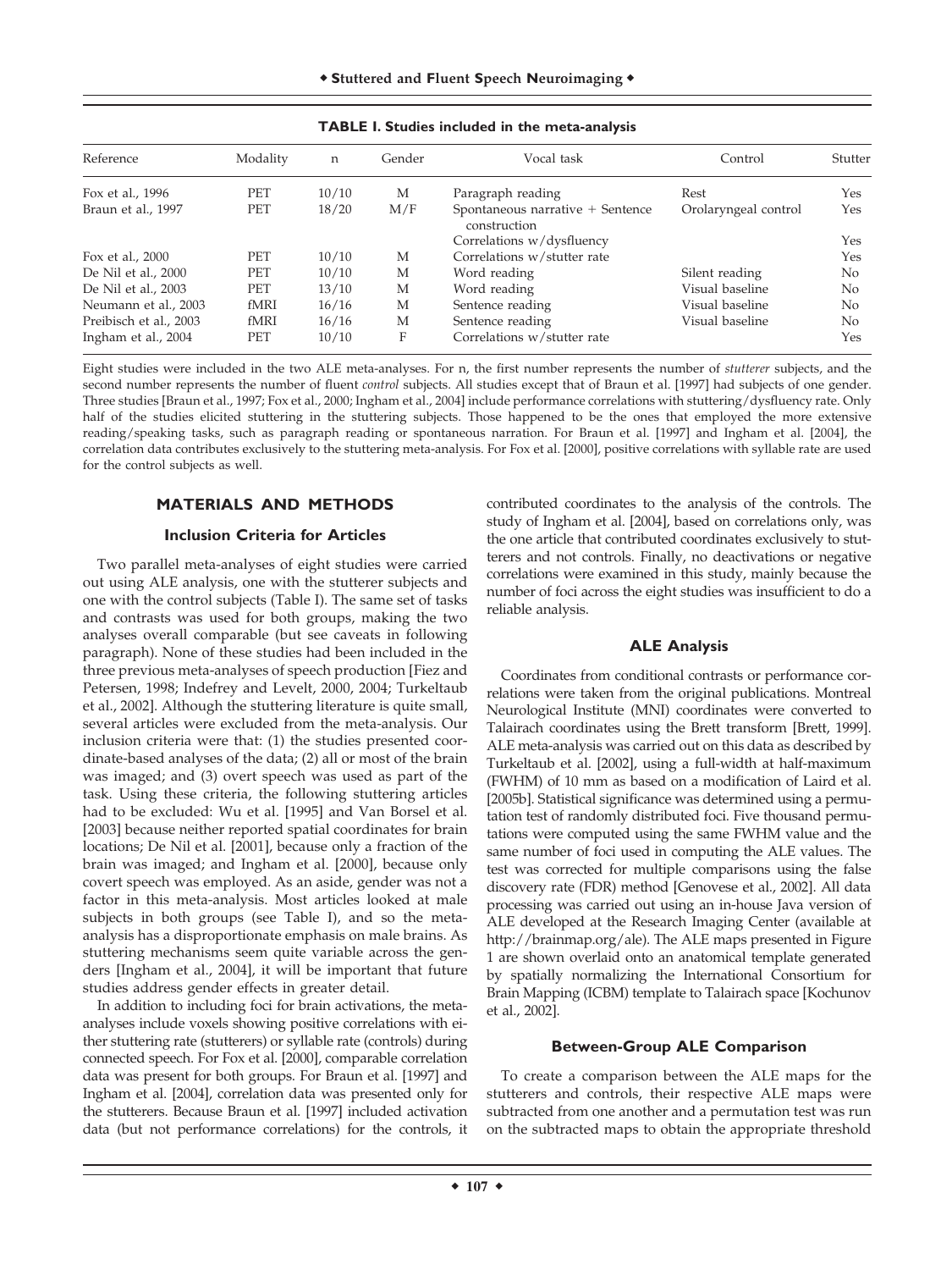**TABLE I. Studies included in the meta-analysis**

| Reference | Modality | n | Gender | Vocal task | Control | Stutter |
|---|---|---|---|---|---|---|
| Fox et al., 1996 | PET | 10/10 | M | Paragraph reading | Rest | Yes |
| Braun et al., 1997 | PET | 18/20 | M/F | Spontaneous narrative + Sentence construction | Orolaryngeal control | Yes |
| | | | | Correlations w/dysfluency | | Yes |
| Fox et al., 2000 | PET | 10/10 | M | Correlations w/stutter rate | | Yes |
| De Nil et al., 2000 | PET | 10/10 | M | Word reading | Silent reading | No |
| De Nil et al., 2003 | PET | 13/10 | M | Word reading | Visual baseline | No |
| Neumann et al., 2003 | fMRI | 16/16 | M | Sentence reading | Visual baseline | No |
| Preibisch et al., 2003 | fMRI | 16/16 | M | Sentence reading | Visual baseline | No |
| Ingham et al., 2004 | PET | 10/10 | F | Correlations w/stutter rate | | Yes |

Eight studies were included in the two ALE meta-analyses. For n, the first number represents the number of *stutterer* subjects, and the second number represents the number of fluent *control* subjects. All studies except that of Braun et al. [1997] had subjects of one gender. Three studies [Braun et al., 1997; Fox et al., 2000; Ingham et al., 2004] include performance correlations with stuttering/dysfluency rate. Only half of the studies elicited stuttering in the stuttering subjects. Those happened to be the ones that employed the more extensive reading/speaking tasks, such as paragraph reading or spontaneous narration. For Braun et al. [1997] and Ingham et al. [2004], the correlation data contributes exclusively to the stuttering meta-analysis. For Fox et al. [2000], positive correlations with syllable rate are used for the control subjects as well.

## MATERIALS AND METHODS

### Inclusion Criteria for Articles

Two parallel meta-analyses of eight studies were carried out using ALE analysis, one with the stutterer subjects and one with the control subjects (Table I). The same set of tasks and contrasts was used for both groups, making the two analyses overall comparable (but see caveats in following paragraph). None of these studies had been included in the three previous meta-analyses of speech production [Fiez and Petersen, 1998; Indefrey and Levelt, 2000, 2004; Turkeltaub et al., 2002]. Although the stuttering literature is quite small, several articles were excluded from the meta-analysis. Our inclusion criteria were that: (1) the studies presented coordinate-based analyses of the data; (2) all or most of the brain was imaged; and (3) overt speech was used as part of the task. Using these criteria, the following stuttering articles had to be excluded: Wu et al. [1995] and Van Borsel et al. [2003] because neither reported spatial coordinates for brain locations; De Nil et al. [2001], because only a fraction of the brain was imaged; and Ingham et al. [2000], because only covert speech was employed. As an aside, gender was not a factor in this meta-analysis. Most articles looked at male subjects in both groups (see Table I), and so the meta-analysis has a disproportionate emphasis on male brains. As stuttering mechanisms seem quite variable across the genders [Ingham et al., 2004], it will be important that future studies address gender effects in greater detail.

In addition to including foci for brain activations, the meta-analyses include voxels showing positive correlations with either stuttering rate (stutterers) or syllable rate (controls) during connected speech. For Fox et al. [2000], comparable correlation data was present for both groups. For Braun et al. [1997] and Ingham et al. [2004], correlation data was presented only for the stutterers. Because Braun et al. [1997] included activation data (but not performance correlations) for the controls, it contributed coordinates to the analysis of the controls. The study of Ingham et al. [2004], based on correlations only, was the one article that contributed coordinates exclusively to stutterers and not controls. Finally, no deactivations or negative correlations were examined in this study, mainly because the number of foci across the eight studies was insufficient to do a reliable analysis.

### ALE Analysis

Coordinates from conditional contrasts or performance correlations were taken from the original publications. Montreal Neurological Institute (MNI) coordinates were converted to Talairach coordinates using the Brett transform [Brett, 1999]. ALE meta-analysis was carried out on this data as described by Turkeltaub et al. [2002], using a full-width at half-maximum (FWHM) of 10 mm as based on a modification of Laird et al. [2005b]. Statistical significance was determined using a permutation test of randomly distributed foci. Five thousand permutations were computed using the same FWHM value and the same number of foci used in computing the ALE values. The test was corrected for multiple comparisons using the false discovery rate (FDR) method [Genovese et al., 2002]. All data processing was carried out using an in-house Java version of ALE developed at the Research Imaging Center (available at http://brainmap.org/ale). The ALE maps presented in Figure 1 are shown overlaid onto an anatomical template generated by spatially normalizing the International Consortium for Brain Mapping (ICBM) template to Talairach space [Kochunov et al., 2002].

### Between-Group ALE Comparison

To create a comparison between the ALE maps for the stutterers and controls, their respective ALE maps were subtracted from one another and a permutation test was run on the subtracted maps to obtain the appropriate threshold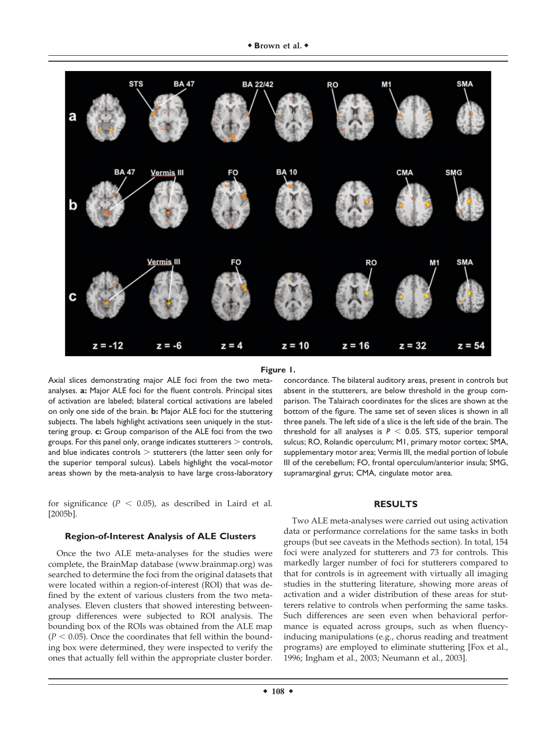**Figure 1.**

Axial slices demonstrating major ALE foci from the two meta-analyses. **a:** Major ALE foci for the fluent controls. Principal sites of activation are labeled; bilateral cortical activations are labeled on only one side of the brain. **b:** Major ALE foci for the stuttering subjects. The labels highlight activations seen uniquely in the stuttering group. **c:** Group comparison of the ALE foci from the two groups. For this panel only, orange indicates stutterers > controls, and blue indicates controls > stutterers (the latter seen only for the superior temporal sulcus). Labels highlight the vocal-motor areas shown by the meta-analysis to have large cross-laboratory concordance. The bilateral auditory areas, present in controls but absent in the stutterers, are below threshold in the group comparison. The Talairach coordinates for the slices are shown at the bottom of the figure. The same set of seven slices is shown in all three panels. The left side of a slice is the left side of the brain. The threshold for all analyses is $P < 0.05$. STS, superior temporal sulcus; RO, Rolandic operculum; M1, primary motor cortex; SMA, supplementary motor area; Vermis III, the medial portion of lobule III of the cerebellum; FO, frontal operculum/anterior insula; SMG, supramarginal gyrus; CMA, cingulate motor area.

for significance ($P < 0.05$), as described in Laird et al. [2005b].

### Region-of-Interest Analysis of ALE Clusters

Once the two ALE meta-analyses for the studies were complete, the BrainMap database (www.brainmap.org) was searched to determine the foci from the original datasets that were located within a region-of-interest (ROI) that was defined by the extent of various clusters from the two meta-analyses. Eleven clusters that showed interesting between-group differences were subjected to ROI analysis. The bounding box of the ROIs was obtained from the ALE map ($P < 0.05$). Once the coordinates that fell within the bounding box were determined, they were inspected to verify the ones that actually fell within the appropriate cluster border.

## RESULTS

Two ALE meta-analyses were carried out using activation data or performance correlations for the same tasks in both groups (but see caveats in the Methods section). In total, 154 foci were analyzed for stutterers and 73 for controls. This markedly larger number of foci for stutterers compared to that for controls is in agreement with virtually all imaging studies in the stuttering literature, showing more areas of activation and a wider distribution of these areas for stutterers relative to controls when performing the same tasks. Such differences are seen even when behavioral performance is equated across groups, such as when fluency-inducing manipulations (e.g., chorus reading and treatment programs) are employed to eliminate stuttering [Fox et al., 1996; Ingham et al., 2003; Neumann et al., 2003].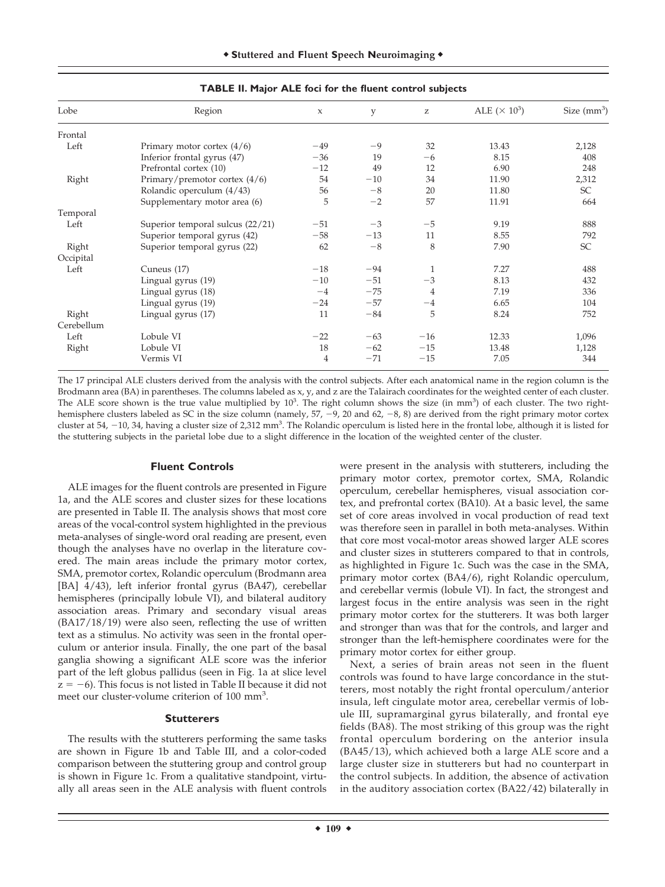**TABLE II. Major ALE foci for the fluent control subjects**

| Lobe | Region | x | y | z | ALE ($\times 10^3$) | Size (mm$^3$) |
|---|---|---|---|---|---|---|
| Frontal | | | | | | |
| Left | Primary motor cortex (4/6) | −49 | −9 | 32 | 13.43 | 2,128 |
| | Inferior frontal gyrus (47) | −36 | 19 | −6 | 8.15 | 408 |
| | Prefrontal cortex (10) | −12 | 49 | 12 | 6.90 | 248 |
| Right | Primary/premotor cortex (4/6) | 54 | −10 | 34 | 11.90 | 2,312 |
| | Rolandic operculum (4/43) | 56 | −8 | 20 | 11.80 | SC |
| | Supplementary motor area (6) | 5 | −2 | 57 | 11.91 | 664 |
| Temporal | | | | | | |
| Left | Superior temporal sulcus (22/21) | −51 | −3 | −5 | 9.19 | 888 |
| | Superior temporal gyrus (42) | −58 | −13 | 11 | 8.55 | 792 |
| Right | Superior temporal gyrus (22) | 62 | −8 | 8 | 7.90 | SC |
| Occipital | | | | | | |
| Left | Cuneus (17) | −18 | −94 | 1 | 7.27 | 488 |
| | Lingual gyrus (19) | −10 | −51 | −3 | 8.13 | 432 |
| | Lingual gyrus (18) | −4 | −75 | 4 | 7.19 | 336 |
| | Lingual gyrus (19) | −24 | −57 | −4 | 6.65 | 104 |
| Right | Lingual gyrus (17) | 11 | −84 | 5 | 8.24 | 752 |
| Cerebellum | | | | | | |
| Left | Lobule VI | −22 | −63 | −16 | 12.33 | 1,096 |
| Right | Lobule VI | 18 | −62 | −15 | 13.48 | 1,128 |
| | Vermis VI | 4 | −71 | −15 | 7.05 | 344 |

The 17 principal ALE clusters derived from the analysis with the control subjects. After each anatomical name in the region column is the Brodmann area (BA) in parentheses. The columns labeled as x, y, and z are the Talairach coordinates for the weighted center of each cluster. The ALE score shown is the true value multiplied by $10^3$. The right column shows the size (in mm$^3$) of each cluster. The two right-hemisphere clusters labeled as SC in the size column (namely, 57, −9, 20 and 62, −8, 8) are derived from the right primary motor cortex cluster at 54, −10, 34, having a cluster size of 2,312 mm$^3$. The Rolandic operculum is listed here in the frontal lobe, although it is listed for the stuttering subjects in the parietal lobe due to a slight difference in the location of the weighted center of the cluster.

### Fluent Controls

ALE images for the fluent controls are presented in Figure 1a, and the ALE scores and cluster sizes for these locations are presented in Table II. The analysis shows that most core areas of the vocal-control system highlighted in the previous meta-analyses of single-word oral reading are present, even though the analyses have no overlap in the literature covered. The main areas include the primary motor cortex, SMA, premotor cortex, Rolandic operculum (Brodmann area [BA] 4/43), left inferior frontal gyrus (BA47), cerebellar hemispheres (principally lobule VI), and bilateral auditory association areas. Primary and secondary visual areas (BA17/18/19) were also seen, reflecting the use of written text as a stimulus. No activity was seen in the frontal operculum or anterior insula. Finally, the one part of the basal ganglia showing a significant ALE score was the inferior part of the left globus pallidus (seen in Fig. 1a at slice level $z = -6$). This focus is not listed in Table II because it did not meet our cluster-volume criterion of 100 mm$^3$.

### Stutterers

The results with the stutterers performing the same tasks are shown in Figure 1b and Table III, and a color-coded comparison between the stuttering group and control group is shown in Figure 1c. From a qualitative standpoint, virtually all areas seen in the ALE analysis with fluent controls were present in the analysis with stutterers, including the primary motor cortex, premotor cortex, SMA, Rolandic operculum, cerebellar hemispheres, visual association cortex, and prefrontal cortex (BA10). At a basic level, the same set of core areas involved in vocal production of read text was therefore seen in parallel in both meta-analyses. Within that core most vocal-motor areas showed larger ALE scores and cluster sizes in stutterers compared to that in controls, as highlighted in Figure 1c. Such was the case in the SMA, primary motor cortex (BA4/6), right Rolandic operculum, and cerebellar vermis (lobule VI). In fact, the strongest and largest focus in the entire analysis was seen in the right primary motor cortex for the stutterers. It was both larger and stronger than was that for the controls, and larger and stronger than the left-hemisphere coordinates were for the primary motor cortex for either group.

Next, a series of brain areas not seen in the fluent controls was found to have large concordance in the stutterers, most notably the right frontal operculum/anterior insula, left cingulate motor area, cerebellar vermis of lobule III, supramarginal gyrus bilaterally, and frontal eye fields (BA8). The most striking of this group was the right frontal operculum bordering on the anterior insula (BA45/13), which achieved both a large ALE score and a large cluster size in stutterers but had no counterpart in the control subjects. In addition, the absence of activation in the auditory association cortex (BA22/42) bilaterally in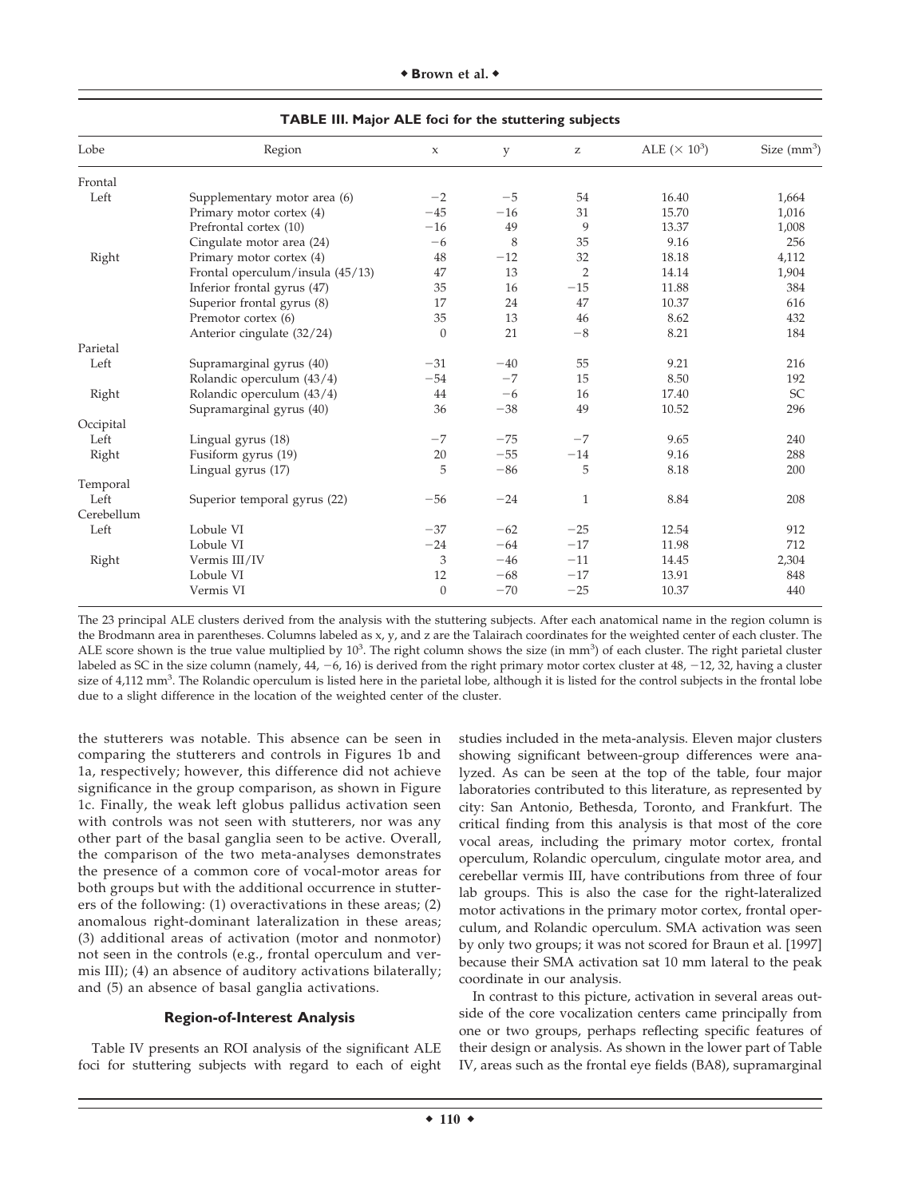**TABLE III. Major ALE foci for the stuttering subjects**

| Lobe | Region | x | y | z | ALE ($\times 10^3$) | Size (mm$^3$) |
|---|---|---|---|---|---|---|
| Frontal | | | | | | |
| Left | Supplementary motor area (6) | −2 | −5 | 54 | 16.40 | 1,664 |
| | Primary motor cortex (4) | −45 | −16 | 31 | 15.70 | 1,016 |
| | Prefrontal cortex (10) | −16 | 49 | 9 | 13.37 | 1,008 |
| | Cingulate motor area (24) | −6 | 8 | 35 | 9.16 | 256 |
| Right | Primary motor cortex (4) | 48 | −12 | 32 | 18.18 | 4,112 |
| | Frontal operculum/insula (45/13) | 47 | 13 | 2 | 14.14 | 1,904 |
| | Inferior frontal gyrus (47) | 35 | 16 | −15 | 11.88 | 384 |
| | Superior frontal gyrus (8) | 17 | 24 | 47 | 10.37 | 616 |
| | Premotor cortex (6) | 35 | 13 | 46 | 8.62 | 432 |
| | Anterior cingulate (32/24) | 0 | 21 | −8 | 8.21 | 184 |
| Parietal | | | | | | |
| Left | Supramarginal gyrus (40) | −31 | −40 | 55 | 9.21 | 216 |
| | Rolandic operculum (43/4) | −54 | −7 | 15 | 8.50 | 192 |
| Right | Rolandic operculum (43/4) | 44 | −6 | 16 | 17.40 | SC |
| | Supramarginal gyrus (40) | 36 | −38 | 49 | 10.52 | 296 |
| Occipital | | | | | | |
| Left | Lingual gyrus (18) | −7 | −75 | −7 | 9.65 | 240 |
| Right | Fusiform gyrus (19) | 20 | −55 | −14 | 9.16 | 288 |
| | Lingual gyrus (17) | 5 | −86 | 5 | 8.18 | 200 |
| Temporal | | | | | | |
| Left | Superior temporal gyrus (22) | −56 | −24 | 1 | 8.84 | 208 |
| Cerebellum | | | | | | |
| Left | Lobule VI | −37 | −62 | −25 | 12.54 | 912 |
| | Lobule VI | −24 | −64 | −17 | 11.98 | 712 |
| Right | Vermis III/IV | 3 | −46 | −11 | 14.45 | 2,304 |
| | Lobule VI | 12 | −68 | −17 | 13.91 | 848 |
| | Vermis VI | 0 | −70 | −25 | 10.37 | 440 |

The 23 principal ALE clusters derived from the analysis with the stuttering subjects. After each anatomical name in the region column is the Brodmann area in parentheses. Columns labeled as x, y, and z are the Talairach coordinates for the weighted center of each cluster. The ALE score shown is the true value multiplied by $10^3$. The right column shows the size (in mm$^3$) of each cluster. The right parietal cluster labeled as SC in the size column (namely, 44, −6, 16) is derived from the right primary motor cortex cluster at 48, −12, 32, having a cluster size of 4,112 mm$^3$. The Rolandic operculum is listed here in the parietal lobe, although it is listed for the control subjects in the frontal lobe due to a slight difference in the location of the weighted center of the cluster.

the stutterers was notable. This absence can be seen in comparing the stutterers and controls in Figures 1b and 1a, respectively; however, this difference did not achieve significance in the group comparison, as shown in Figure 1c. Finally, the weak left globus pallidus activation seen with controls was not seen with stutterers, nor was any other part of the basal ganglia seen to be active. Overall, the comparison of the two meta-analyses demonstrates the presence of a common core of vocal-motor areas for both groups but with the additional occurrence in stutterers of the following: (1) overactivations in these areas; (2) anomalous right-dominant lateralization in these areas; (3) additional areas of activation (motor and nonmotor) not seen in the controls (e.g., frontal operculum and vermis III); (4) an absence of auditory activations bilaterally; and (5) an absence of basal ganglia activations.

### Region-of-Interest Analysis

Table IV presents an ROI analysis of the significant ALE foci for stuttering subjects with regard to each of eight studies included in the meta-analysis. Eleven major clusters showing significant between-group differences were analyzed. As can be seen at the top of the table, four major laboratories contributed to this literature, as represented by city: San Antonio, Bethesda, Toronto, and Frankfurt. The critical finding from this analysis is that most of the core vocal areas, including the primary motor cortex, frontal operculum, Rolandic operculum, cingulate motor area, and cerebellar vermis III, have contributions from three of four lab groups. This is also the case for the right-lateralized motor activations in the primary motor cortex, frontal operculum, and Rolandic operculum. SMA activation was seen by only two groups; it was not scored for Braun et al. [1997] because their SMA activation sat 10 mm lateral to the peak coordinate in our analysis.

In contrast to this picture, activation in several areas outside of the core vocalization centers came principally from one or two groups, perhaps reflecting specific features of their design or analysis. As shown in the lower part of Table IV, areas such as the frontal eye fields (BA8), supramarginal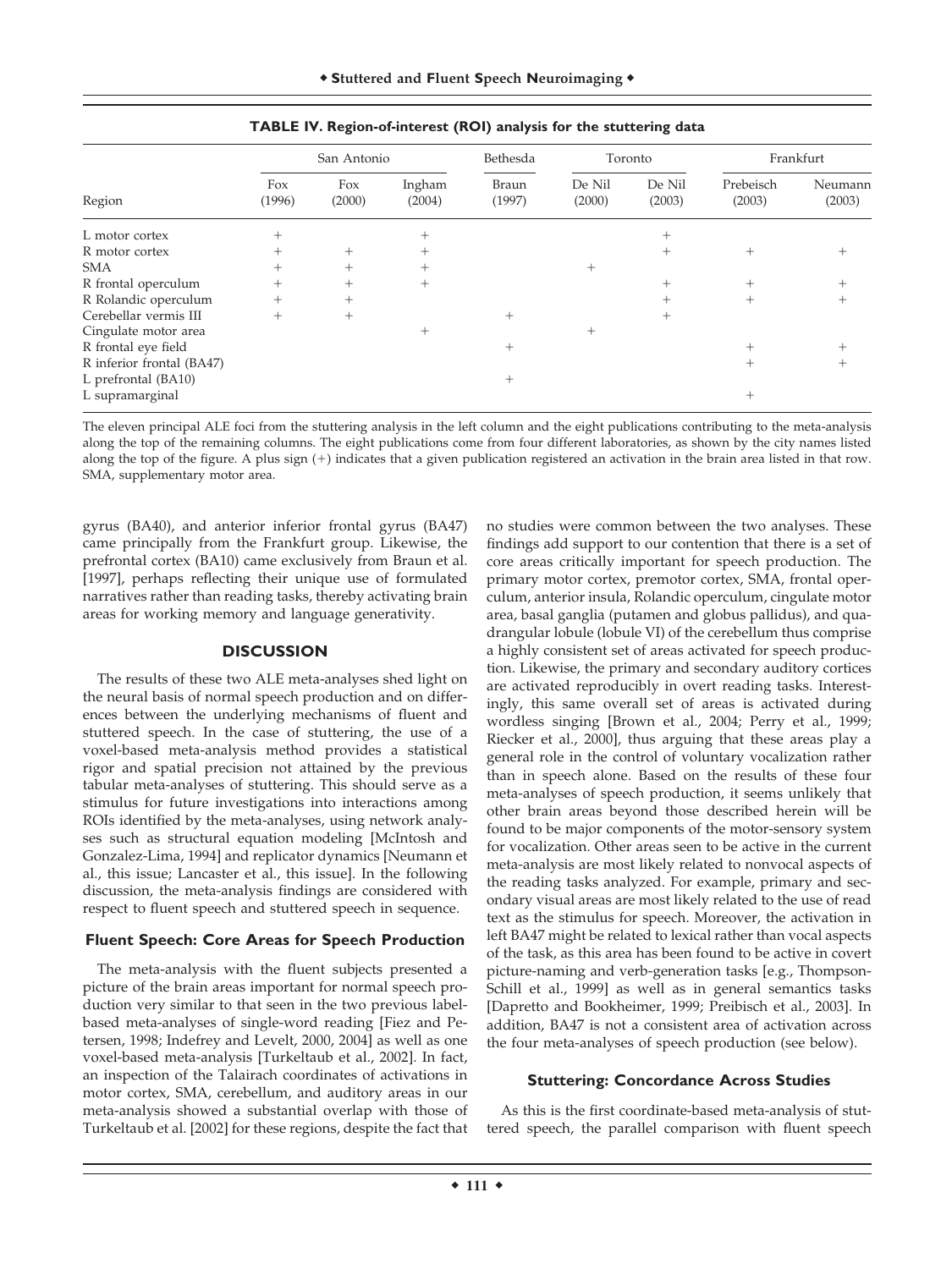**TABLE IV. Region-of-interest (ROI) analysis for the stuttering data**

| | San Antonio | | | Bethesda | Toronto | | Frankfurt | |
|---|---|---|---|---|---|---|---|---|
| Region | Fox (1996) | Fox (2000) | Ingham (2004) | Braun (1997) | De Nil (2000) | De Nil (2003) | Prebeisch (2003) | Neumann (2003) |
| L motor cortex | + | | + | | | + | | |
| R motor cortex | + | + | + | | | + | + | + |
| SMA | + | + | + | | + | | | |
| R frontal operculum | + | + | + | | | + | + | + |
| R Rolandic operculum | + | + | | | | + | + | + |
| Cerebellar vermis III | + | + | | + | | + | | |
| Cingulate motor area | | | + | | + | | | |
| R frontal eye field | | | | + | | | + | + |
| R inferior frontal (BA47) | | | | | | | + | + |
| L prefrontal (BA10) | | | | + | | | | |
| L supramarginal | | | | | | | + | |

The eleven principal ALE foci from the stuttering analysis in the left column and the eight publications contributing to the meta-analysis along the top of the remaining columns. The eight publications come from four different laboratories, as shown by the city names listed along the top of the figure. A plus sign (+) indicates that a given publication registered an activation in the brain area listed in that row. SMA, supplementary motor area.

gyrus (BA40), and anterior inferior frontal gyrus (BA47) came principally from the Frankfurt group. Likewise, the prefrontal cortex (BA10) came exclusively from Braun et al. [1997], perhaps reflecting their unique use of formulated narratives rather than reading tasks, thereby activating brain areas for working memory and language generativity.

## DISCUSSION

The results of these two ALE meta-analyses shed light on the neural basis of normal speech production and on differences between the underlying mechanisms of fluent and stuttered speech. In the case of stuttering, the use of a voxel-based meta-analysis method provides a statistical rigor and spatial precision not attained by the previous tabular meta-analyses of stuttering. This should serve as a stimulus for future investigations into interactions among ROIs identified by the meta-analyses, using network analyses such as structural equation modeling [McIntosh and Gonzalez-Lima, 1994] and replicator dynamics [Neumann et al., this issue; Lancaster et al., this issue]. In the following discussion, the meta-analysis findings are considered with respect to fluent speech and stuttered speech in sequence.

### Fluent Speech: Core Areas for Speech Production

The meta-analysis with the fluent subjects presented a picture of the brain areas important for normal speech production very similar to that seen in the two previous label-based meta-analyses of single-word reading [Fiez and Petersen, 1998; Indefrey and Levelt, 2000, 2004] as well as one voxel-based meta-analysis [Turkeltaub et al., 2002]. In fact, an inspection of the Talairach coordinates of activations in motor cortex, SMA, cerebellum, and auditory areas in our meta-analysis showed a substantial overlap with those of Turkeltaub et al. [2002] for these regions, despite the fact that no studies were common between the two analyses. These findings add support to our contention that there is a set of core areas critically important for speech production. The primary motor cortex, premotor cortex, SMA, frontal operculum, anterior insula, Rolandic operculum, cingulate motor area, basal ganglia (putamen and globus pallidus), and quadrangular lobule (lobule VI) of the cerebellum thus comprise a highly consistent set of areas activated for speech production. Likewise, the primary and secondary auditory cortices are activated reproducibly in overt reading tasks. Interestingly, this same overall set of areas is activated during wordless singing [Brown et al., 2004; Perry et al., 1999; Riecker et al., 2000], thus arguing that these areas play a general role in the control of voluntary vocalization rather than in speech alone. Based on the results of these four meta-analyses of speech production, it seems unlikely that other brain areas beyond those described herein will be found to be major components of the motor-sensory system for vocalization. Other areas seen to be active in the current meta-analysis are most likely related to nonvocal aspects of the reading tasks analyzed. For example, primary and secondary visual areas are most likely related to the use of read text as the stimulus for speech. Moreover, the activation in left BA47 might be related to lexical rather than vocal aspects of the task, as this area has been found to be active in covert picture-naming and verb-generation tasks [e.g., Thompson-Schill et al., 1999] as well as in general semantics tasks [Dapretto and Bookheimer, 1999; Preibisch et al., 2003]. In addition, BA47 is not a consistent area of activation across the four meta-analyses of speech production (see below).

### Stuttering: Concordance Across Studies

As this is the first coordinate-based meta-analysis of stuttered speech, the parallel comparison with fluent speech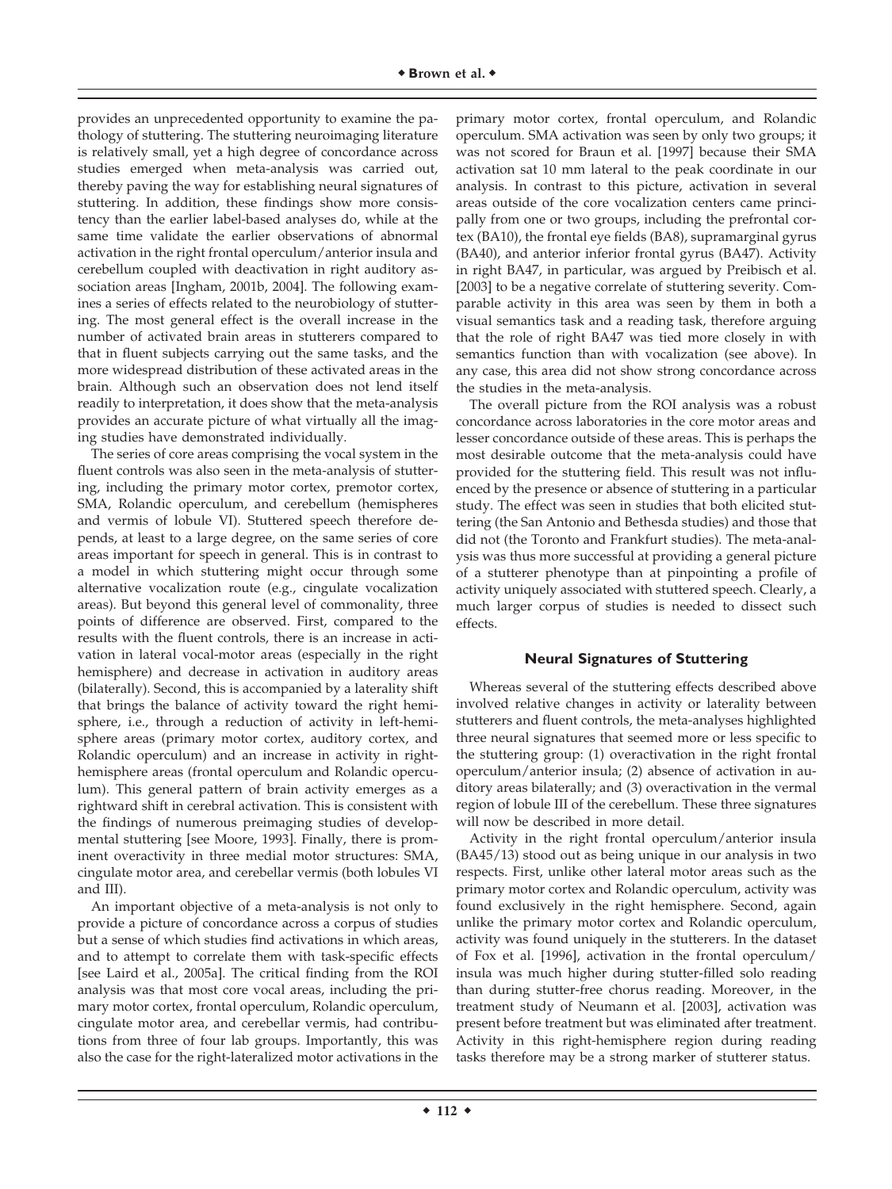provides an unprecedented opportunity to examine the pathology of stuttering. The stuttering neuroimaging literature is relatively small, yet a high degree of concordance across studies emerged when meta-analysis was carried out, thereby paving the way for establishing neural signatures of stuttering. In addition, these findings show more consistency than the earlier label-based analyses do, while at the same time validate the earlier observations of abnormal activation in the right frontal operculum/anterior insula and cerebellum coupled with deactivation in right auditory association areas [Ingham, 2001b, 2004]. The following examines a series of effects related to the neurobiology of stuttering. The most general effect is the overall increase in the number of activated brain areas in stutterers compared to that in fluent subjects carrying out the same tasks, and the more widespread distribution of these activated areas in the brain. Although such an observation does not lend itself readily to interpretation, it does show that the meta-analysis provides an accurate picture of what virtually all the imaging studies have demonstrated individually.

The series of core areas comprising the vocal system in the fluent controls was also seen in the meta-analysis of stuttering, including the primary motor cortex, premotor cortex, SMA, Rolandic operculum, and cerebellum (hemispheres and vermis of lobule VI). Stuttered speech therefore depends, at least to a large degree, on the same series of core areas important for speech in general. This is in contrast to a model in which stuttering might occur through some alternative vocalization route (e.g., cingulate vocalization areas). But beyond this general level of commonality, three points of difference are observed. First, compared to the results with the fluent controls, there is an increase in activation in lateral vocal-motor areas (especially in the right hemisphere) and decrease in activation in auditory areas (bilaterally). Second, this is accompanied by a laterality shift that brings the balance of activity toward the right hemisphere, i.e., through a reduction of activity in left-hemisphere areas (primary motor cortex, auditory cortex, and Rolandic operculum) and an increase in activity in right-hemisphere areas (frontal operculum and Rolandic operculum). This general pattern of brain activity emerges as a rightward shift in cerebral activation. This is consistent with the findings of numerous preimaging studies of developmental stuttering [see Moore, 1993]. Finally, there is prominent overactivity in three medial motor structures: SMA, cingulate motor area, and cerebellar vermis (both lobules VI and III).

An important objective of a meta-analysis is not only to provide a picture of concordance across a corpus of studies but a sense of which studies find activations in which areas, and to attempt to correlate them with task-specific effects [see Laird et al., 2005a]. The critical finding from the ROI analysis was that most core vocal areas, including the primary motor cortex, frontal operculum, Rolandic operculum, cingulate motor area, and cerebellar vermis, had contributions from three of four lab groups. Importantly, this was also the case for the right-lateralized motor activations in the primary motor cortex, frontal operculum, and Rolandic operculum. SMA activation was seen by only two groups; it was not scored for Braun et al. [1997] because their SMA activation sat 10 mm lateral to the peak coordinate in our analysis. In contrast to this picture, activation in several areas outside of the core vocalization centers came principally from one or two groups, including the prefrontal cortex (BA10), the frontal eye fields (BA8), supramarginal gyrus (BA40), and anterior inferior frontal gyrus (BA47). Activity in right BA47, in particular, was argued by Preibisch et al. [2003] to be a negative correlate of stuttering severity. Comparable activity in this area was seen by them in both a visual semantics task and a reading task, therefore arguing that the role of right BA47 was tied more closely in with semantics function than with vocalization (see above). In any case, this area did not show strong concordance across the studies in the meta-analysis.

The overall picture from the ROI analysis was a robust concordance across laboratories in the core motor areas and lesser concordance outside of these areas. This is perhaps the most desirable outcome that the meta-analysis could have provided for the stuttering field. This result was not influenced by the presence or absence of stuttering in a particular study. The effect was seen in studies that both elicited stuttering (the San Antonio and Bethesda studies) and those that did not (the Toronto and Frankfurt studies). The meta-analysis was thus more successful at providing a general picture of a stutterer phenotype than at pinpointing a profile of activity uniquely associated with stuttered speech. Clearly, a much larger corpus of studies is needed to dissect such effects.

### Neural Signatures of Stuttering

Whereas several of the stuttering effects described above involved relative changes in activity or laterality between stutterers and fluent controls, the meta-analyses highlighted three neural signatures that seemed more or less specific to the stuttering group: (1) overactivation in the right frontal operculum/anterior insula; (2) absence of activation in auditory areas bilaterally; and (3) overactivation in the vermal region of lobule III of the cerebellum. These three signatures will now be described in more detail.

Activity in the right frontal operculum/anterior insula (BA45/13) stood out as being unique in our analysis in two respects. First, unlike other lateral motor areas such as the primary motor cortex and Rolandic operculum, activity was found exclusively in the right hemisphere. Second, again unlike the primary motor cortex and Rolandic operculum, activity was found uniquely in the stutterers. In the dataset of Fox et al. [1996], activation in the frontal operculum/insula was much higher during stutter-filled solo reading than during stutter-free chorus reading. Moreover, in the treatment study of Neumann et al. [2003], activation was present before treatment but was eliminated after treatment. Activity in this right-hemisphere region during reading tasks therefore may be a strong marker of stutterer status.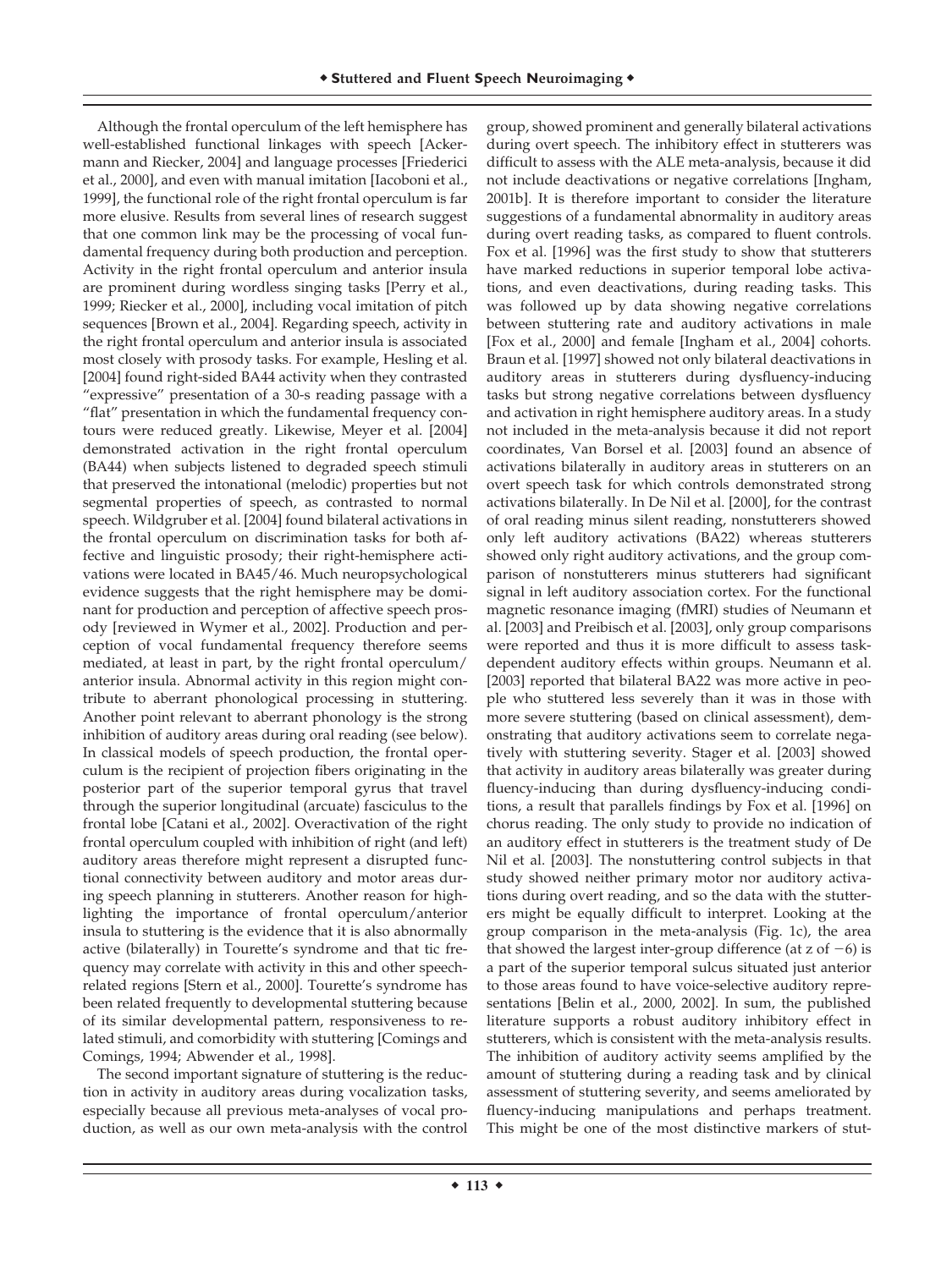Although the frontal operculum of the left hemisphere has well-established functional linkages with speech [Ackermann and Riecker, 2004] and language processes [Friederici et al., 2000], and even with manual imitation [Iacoboni et al., 1999], the functional role of the right frontal operculum is far more elusive. Results from several lines of research suggest that one common link may be the processing of vocal fundamental frequency during both production and perception. Activity in the right frontal operculum and anterior insula are prominent during wordless singing tasks [Perry et al., 1999; Riecker et al., 2000], including vocal imitation of pitch sequences [Brown et al., 2004]. Regarding speech, activity in the right frontal operculum and anterior insula is associated most closely with prosody tasks. For example, Hesling et al. [2004] found right-sided BA44 activity when they contrasted "expressive" presentation of a 30-s reading passage with a "flat" presentation in which the fundamental frequency contours were reduced greatly. Likewise, Meyer et al. [2004] demonstrated activation in the right frontal operculum (BA44) when subjects listened to degraded speech stimuli that preserved the intonational (melodic) properties but not segmental properties of speech, as contrasted to normal speech. Wildgruber et al. [2004] found bilateral activations in the frontal operculum on discrimination tasks for both affective and linguistic prosody; their right-hemisphere activations were located in BA45/46. Much neuropsychological evidence suggests that the right hemisphere may be dominant for production and perception of affective speech prosody [reviewed in Wymer et al., 2002]. Production and perception of vocal fundamental frequency therefore seems mediated, at least in part, by the right frontal operculum/anterior insula. Abnormal activity in this region might contribute to aberrant phonological processing in stuttering. Another point relevant to aberrant phonology is the strong inhibition of auditory areas during oral reading (see below). In classical models of speech production, the frontal operculum is the recipient of projection fibers originating in the posterior part of the superior temporal gyrus that travel through the superior longitudinal (arcuate) fasciculus to the frontal lobe [Catani et al., 2002]. Overactivation of the right frontal operculum coupled with inhibition of right (and left) auditory areas therefore might represent a disrupted functional connectivity between auditory and motor areas during speech planning in stutterers. Another reason for highlighting the importance of frontal operculum/anterior insula to stuttering is the evidence that it is also abnormally active (bilaterally) in Tourette's syndrome and that tic frequency may correlate with activity in this and other speech-related regions [Stern et al., 2000]. Tourette's syndrome has been related frequently to developmental stuttering because of its similar developmental pattern, responsiveness to related stimuli, and comorbidity with stuttering [Comings and Comings, 1994; Abwender et al., 1998].

The second important signature of stuttering is the reduction in activity in auditory areas during vocalization tasks, especially because all previous meta-analyses of vocal production, as well as our own meta-analysis with the control group, showed prominent and generally bilateral activations during overt speech. The inhibitory effect in stutterers was difficult to assess with the ALE meta-analysis, because it did not include deactivations or negative correlations [Ingham, 2001b]. It is therefore important to consider the literature suggestions of a fundamental abnormality in auditory areas during overt reading tasks, as compared to fluent controls. Fox et al. [1996] was the first study to show that stutterers have marked reductions in superior temporal lobe activations, and even deactivations, during reading tasks. This was followed up by data showing negative correlations between stuttering rate and auditory activations in male [Fox et al., 2000] and female [Ingham et al., 2004] cohorts. Braun et al. [1997] showed not only bilateral deactivations in auditory areas in stutterers during dysfluency-inducing tasks but strong negative correlations between dysfluency and activation in right hemisphere auditory areas. In a study not included in the meta-analysis because it did not report coordinates, Van Borsel et al. [2003] found an absence of activations bilaterally in auditory areas in stutterers on an overt speech task for which controls demonstrated strong activations bilaterally. In De Nil et al. [2000], for the contrast of oral reading minus silent reading, nonstutterers showed only left auditory activations (BA22) whereas stutterers showed only right auditory activations, and the group comparison of nonstutterers minus stutterers had significant signal in left auditory association cortex. For the functional magnetic resonance imaging (fMRI) studies of Neumann et al. [2003] and Preibisch et al. [2003], only group comparisons were reported and thus it is more difficult to assess task-dependent auditory effects within groups. Neumann et al. [2003] reported that bilateral BA22 was more active in people who stuttered less severely than it was in those with more severe stuttering (based on clinical assessment), demonstrating that auditory activations seem to correlate negatively with stuttering severity. Stager et al. [2003] showed that activity in auditory areas bilaterally was greater during fluency-inducing than during dysfluency-inducing conditions, a result that parallels findings by Fox et al. [1996] on chorus reading. The only study to provide no indication of an auditory effect in stutterers is the treatment study of De Nil et al. [2003]. The nonstuttering control subjects in that study showed neither primary motor nor auditory activations during overt reading, and so the data with the stutterers might be equally difficult to interpret. Looking at the group comparison in the meta-analysis (Fig. 1c), the area that showed the largest inter-group difference (at z of $-6$) is a part of the superior temporal sulcus situated just anterior to those areas found to have voice-selective auditory representations [Belin et al., 2000, 2002]. In sum, the published literature supports a robust auditory inhibitory effect in stutterers, which is consistent with the meta-analysis results. The inhibition of auditory activity seems amplified by the amount of stuttering during a reading task and by clinical assessment of stuttering severity, and seems ameliorated by fluency-inducing manipulations and perhaps treatment. This might be one of the most distinctive markers of stut-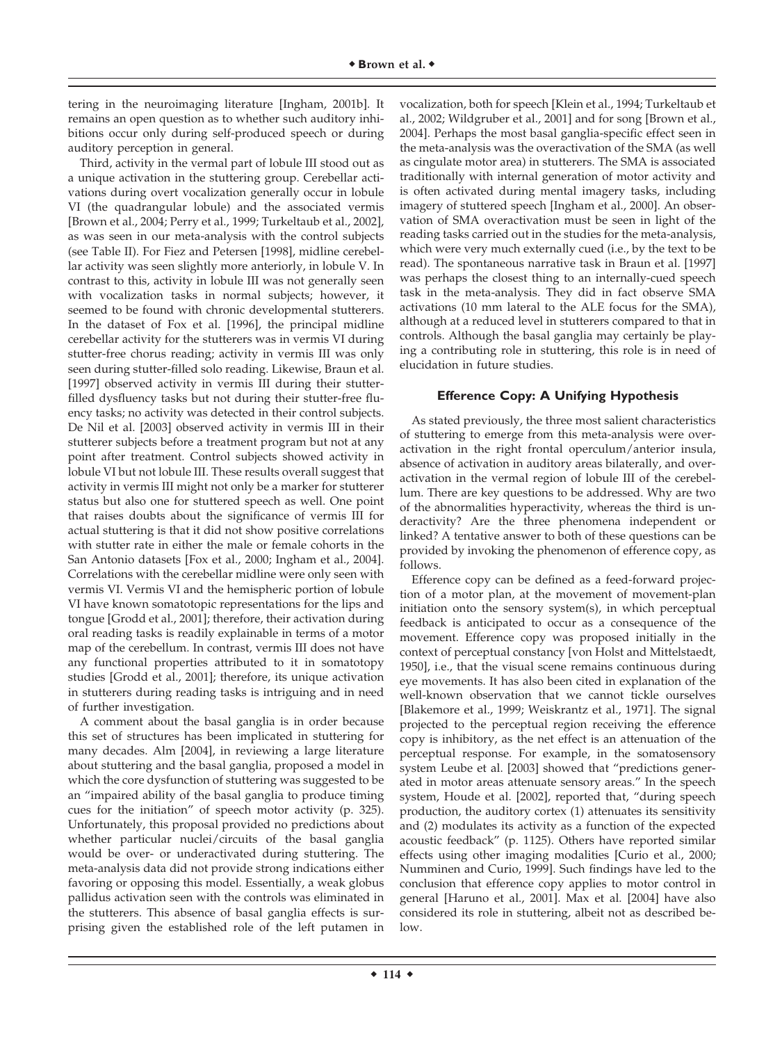tering in the neuroimaging literature [Ingham, 2001b]. It remains an open question as to whether such auditory inhibitions occur only during self-produced speech or during auditory perception in general.

Third, activity in the vermal part of lobule III stood out as a unique activation in the stuttering group. Cerebellar activations during overt vocalization generally occur in lobule VI (the quadrangular lobule) and the associated vermis [Brown et al., 2004; Perry et al., 1999; Turkeltaub et al., 2002], as was seen in our meta-analysis with the control subjects (see Table II). For Fiez and Petersen [1998], midline cerebellar activity was seen slightly more anteriorly, in lobule V. In contrast to this, activity in lobule III was not generally seen with vocalization tasks in normal subjects; however, it seemed to be found with chronic developmental stutterers. In the dataset of Fox et al. [1996], the principal midline cerebellar activity for the stutterers was in vermis VI during stutter-free chorus reading; activity in vermis III was only seen during stutter-filled solo reading. Likewise, Braun et al. [1997] observed activity in vermis III during their stutter-filled dysfluency tasks but not during their stutter-free fluency tasks; no activity was detected in their control subjects. De Nil et al. [2003] observed activity in vermis III in their stutterer subjects before a treatment program but not at any point after treatment. Control subjects showed activity in lobule VI but not lobule III. These results overall suggest that activity in vermis III might not only be a marker for stutterer status but also one for stuttered speech as well. One point that raises doubts about the significance of vermis III for actual stuttering is that it did not show positive correlations with stutter rate in either the male or female cohorts in the San Antonio datasets [Fox et al., 2000; Ingham et al., 2004]. Correlations with the cerebellar midline were only seen with vermis VI. Vermis VI and the hemispheric portion of lobule VI have known somatotopic representations for the lips and tongue [Grodd et al., 2001]; therefore, their activation during oral reading tasks is readily explainable in terms of a motor map of the cerebellum. In contrast, vermis III does not have any functional properties attributed to it in somatotopy studies [Grodd et al., 2001]; therefore, its unique activation in stutterers during reading tasks is intriguing and in need of further investigation.

A comment about the basal ganglia is in order because this set of structures has been implicated in stuttering for many decades. Alm [2004], in reviewing a large literature about stuttering and the basal ganglia, proposed a model in which the core dysfunction of stuttering was suggested to be an "impaired ability of the basal ganglia to produce timing cues for the initiation" of speech motor activity (p. 325). Unfortunately, this proposal provided no predictions about whether particular nuclei/circuits of the basal ganglia would be over- or underactivated during stuttering. The meta-analysis data did not provide strong indications either favoring or opposing this model. Essentially, a weak globus pallidus activation seen with the controls was eliminated in the stutterers. This absence of basal ganglia effects is surprising given the established role of the left putamen in vocalization, both for speech [Klein et al., 1994; Turkeltaub et al., 2002; Wildgruber et al., 2001] and for song [Brown et al., 2004]. Perhaps the most basal ganglia-specific effect seen in the meta-analysis was the overactivation of the SMA (as well as cingulate motor area) in stutterers. The SMA is associated traditionally with internal generation of motor activity and is often activated during mental imagery tasks, including imagery of stuttered speech [Ingham et al., 2000]. An observation of SMA overactivation must be seen in light of the reading tasks carried out in the studies for the meta-analysis, which were very much externally cued (i.e., by the text to be read). The spontaneous narrative task in Braun et al. [1997] was perhaps the closest thing to an internally-cued speech task in the meta-analysis. They did in fact observe SMA activations (10 mm lateral to the ALE focus for the SMA), although at a reduced level in stutterers compared to that in controls. Although the basal ganglia may certainly be playing a contributing role in stuttering, this role is in need of elucidation in future studies.

### Efference Copy: A Unifying Hypothesis

As stated previously, the three most salient characteristics of stuttering to emerge from this meta-analysis were overactivation in the right frontal operculum/anterior insula, absence of activation in auditory areas bilaterally, and overactivation in the vermal region of lobule III of the cerebellum. There are key questions to be addressed. Why are two of the abnormalities hyperactivity, whereas the third is underactivity? Are the three phenomena independent or linked? A tentative answer to both of these questions can be provided by invoking the phenomenon of efference copy, as follows.

Efference copy can be defined as a feed-forward projection of a motor plan, at the movement of movement-plan initiation onto the sensory system(s), in which perceptual feedback is anticipated to occur as a consequence of the movement. Efference copy was proposed initially in the context of perceptual constancy [von Holst and Mittelstaedt, 1950], i.e., that the visual scene remains continuous during eye movements. It has also been cited in explanation of the well-known observation that we cannot tickle ourselves [Blakemore et al., 1999; Weiskrantz et al., 1971]. The signal projected to the perceptual region receiving the efference copy is inhibitory, as the net effect is an attenuation of the perceptual response. For example, in the somatosensory system Leube et al. [2003] showed that "predictions generated in motor areas attenuate sensory areas." In the speech system, Houde et al. [2002], reported that, "during speech production, the auditory cortex (1) attenuates its sensitivity and (2) modulates its activity as a function of the expected acoustic feedback" (p. 1125). Others have reported similar effects using other imaging modalities [Curio et al., 2000; Numminen and Curio, 1999]. Such findings have led to the conclusion that efference copy applies to motor control in general [Haruno et al., 2001]. Max et al. [2004] have also considered its role in stuttering, albeit not as described below.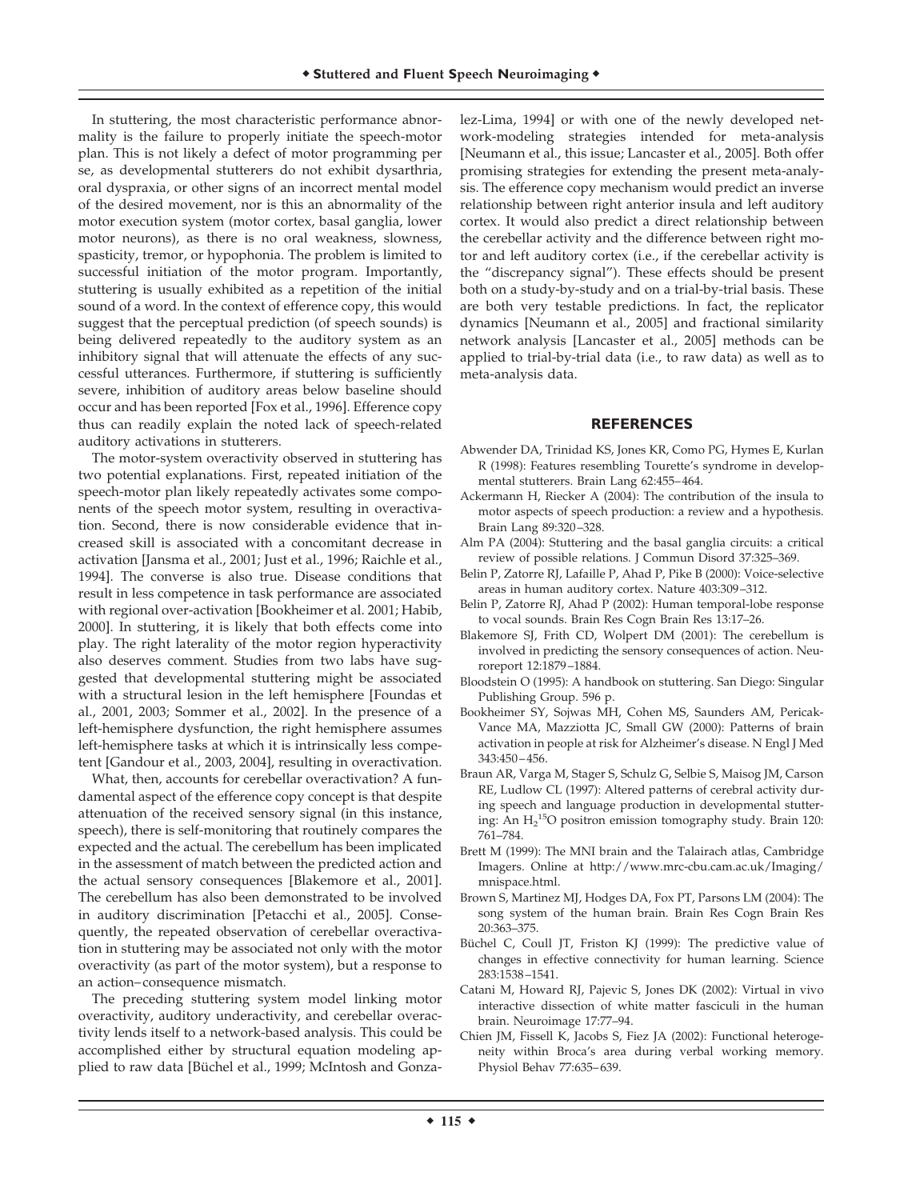In stuttering, the most characteristic performance abnormality is the failure to properly initiate the speech-motor plan. This is not likely a defect of motor programming per se, as developmental stutterers do not exhibit dysarthria, oral dyspraxia, or other signs of an incorrect mental model of the desired movement, nor is this an abnormality of the motor execution system (motor cortex, basal ganglia, lower motor neurons), as there is no oral weakness, slowness, spasticity, tremor, or hypophonia. The problem is limited to successful initiation of the motor program. Importantly, stuttering is usually exhibited as a repetition of the initial sound of a word. In the context of efference copy, this would suggest that the perceptual prediction (of speech sounds) is being delivered repeatedly to the auditory system as an inhibitory signal that will attenuate the effects of any successful utterances. Furthermore, if stuttering is sufficiently severe, inhibition of auditory areas below baseline should occur and has been reported [Fox et al., 1996]. Efference copy thus can readily explain the noted lack of speech-related auditory activations in stutterers.

The motor-system overactivity observed in stuttering has two potential explanations. First, repeated initiation of the speech-motor plan likely repeatedly activates some components of the speech motor system, resulting in overactivation. Second, there is now considerable evidence that increased skill is associated with a concomitant decrease in activation [Jansma et al., 2001; Just et al., 1996; Raichle et al., 1994]. The converse is also true. Disease conditions that result in less competence in task performance are associated with regional over-activation [Bookheimer et al. 2001; Habib, 2000]. In stuttering, it is likely that both effects come into play. The right laterality of the motor region hyperactivity also deserves comment. Studies from two labs have suggested that developmental stuttering might be associated with a structural lesion in the left hemisphere [Foundas et al., 2001, 2003; Sommer et al., 2002]. In the presence of a left-hemisphere dysfunction, the right hemisphere assumes left-hemisphere tasks at which it is intrinsically less competent [Gandour et al., 2003, 2004], resulting in overactivation.

What, then, accounts for cerebellar overactivation? A fundamental aspect of the efference copy concept is that despite attenuation of the received sensory signal (in this instance, speech), there is self-monitoring that routinely compares the expected and the actual. The cerebellum has been implicated in the assessment of match between the predicted action and the actual sensory consequences [Blakemore et al., 2001]. The cerebellum has also been demonstrated to be involved in auditory discrimination [Petacchi et al., 2005]. Consequently, the repeated observation of cerebellar overactivation in stuttering may be associated not only with the motor overactivity (as part of the motor system), but a response to an action–consequence mismatch.

The preceding stuttering system model linking motor overactivity, auditory underactivity, and cerebellar overactivity lends itself to a network-based analysis. This could be accomplished either by structural equation modeling applied to raw data [Büchel et al., 1999; McIntosh and Gonzalez-Lima, 1994] or with one of the newly developed network-modeling strategies intended for meta-analysis [Neumann et al., this issue; Lancaster et al., 2005]. Both offer promising strategies for extending the present meta-analysis. The efference copy mechanism would predict an inverse relationship between right anterior insula and left auditory cortex. It would also predict a direct relationship between the cerebellar activity and the difference between right motor and left auditory cortex (i.e., if the cerebellar activity is the "discrepancy signal"). These effects should be present both on a study-by-study and on a trial-by-trial basis. These are both very testable predictions. In fact, the replicator dynamics [Neumann et al., 2005] and fractional similarity network analysis [Lancaster et al., 2005] methods can be applied to trial-by-trial data (i.e., to raw data) as well as to meta-analysis data.

## REFERENCES

Abwender DA, Trinidad KS, Jones KR, Como PG, Hymes E, Kurlan R (1998): Features resembling Tourette's syndrome in developmental stutterers. Brain Lang 62:455–464.

Ackermann H, Riecker A (2004): The contribution of the insula to motor aspects of speech production: a review and a hypothesis. Brain Lang 89:320–328.

Alm PA (2004): Stuttering and the basal ganglia circuits: a critical review of possible relations. J Commun Disord 37:325–369.

Belin P, Zatorre RJ, Lafaille P, Ahad P, Pike B (2000): Voice-selective areas in human auditory cortex. Nature 403:309–312.

Belin P, Zatorre RJ, Ahad P (2002): Human temporal-lobe response to vocal sounds. Brain Res Cogn Brain Res 13:17–26.

Blakemore SJ, Frith CD, Wolpert DM (2001): The cerebellum is involved in predicting the sensory consequences of action. Neuroreport 12:1879–1884.

Bloodstein O (1995): A handbook on stuttering. San Diego: Singular Publishing Group. 596 p.

Bookheimer SY, Sojwas MH, Cohen MS, Saunders AM, Pericak-Vance MA, Mazziotta JC, Small GW (2000): Patterns of brain activation in people at risk for Alzheimer's disease. N Engl J Med 343:450–456.

Braun AR, Varga M, Stager S, Schulz G, Selbie S, Maisog JM, Carson RE, Ludlow CL (1997): Altered patterns of cerebral activity during speech and language production in developmental stuttering: An $H_2^{15}O$ positron emission tomography study. Brain 120: 761–784.

Brett M (1999): The MNI brain and the Talairach atlas, Cambridge Imagers. Online at http://www.mrc-cbu.cam.ac.uk/Imaging/mnispace.html.

Brown S, Martinez MJ, Hodges DA, Fox PT, Parsons LM (2004): The song system of the human brain. Brain Res Cogn Brain Res 20:363–375.

Büchel C, Coull JT, Friston KJ (1999): The predictive value of changes in effective connectivity for human learning. Science 283:1538–1541.

Catani M, Howard RJ, Pajevic S, Jones DK (2002): Virtual in vivo interactive dissection of white matter fasciculi in the human brain. Neuroimage 17:77–94.

Chien JM, Fissell K, Jacobs S, Fiez JA (2002): Functional heterogeneity within Broca's area during verbal working memory. Physiol Behav 77:635–639.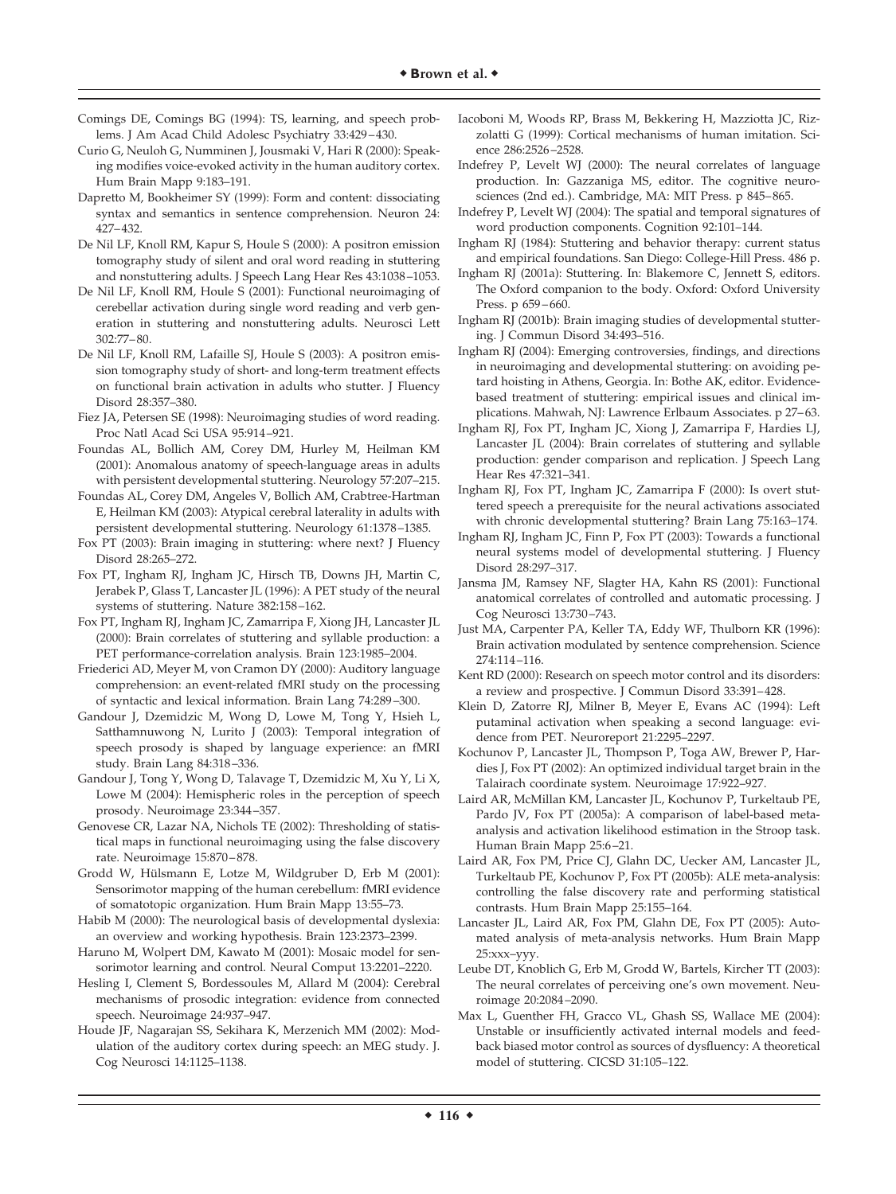Comings DE, Comings BG (1994): TS, learning, and speech problems. J Am Acad Child Adolesc Psychiatry 33:429–430.

Curio G, Neuloh G, Numminen J, Jousmaki V, Hari R (2000): Speaking modifies voice-evoked activity in the human auditory cortex. Hum Brain Mapp 9:183–191.

Dapretto M, Bookheimer SY (1999): Form and content: dissociating syntax and semantics in sentence comprehension. Neuron 24: 427–432.

De Nil LF, Knoll RM, Kapur S, Houle S (2000): A positron emission tomography study of silent and oral word reading in stuttering and nonstuttering adults. J Speech Lang Hear Res 43:1038–1053.

De Nil LF, Knoll RM, Houle S (2001): Functional neuroimaging of cerebellar activation during single word reading and verb generation in stuttering and nonstuttering adults. Neurosci Lett 302:77–80.

De Nil LF, Knoll RM, Lafaille SJ, Houle S (2003): A positron emission tomography study of short- and long-term treatment effects on functional brain activation in adults who stutter. J Fluency Disord 28:357–380.

Fiez JA, Petersen SE (1998): Neuroimaging studies of word reading. Proc Natl Acad Sci USA 95:914–921.

Foundas AL, Bollich AM, Corey DM, Hurley M, Heilman KM (2001): Anomalous anatomy of speech-language areas in adults with persistent developmental stuttering. Neurology 57:207–215.

Foundas AL, Corey DM, Angeles V, Bollich AM, Crabtree-Hartman E, Heilman KM (2003): Atypical cerebral laterality in adults with persistent developmental stuttering. Neurology 61:1378–1385.

Fox PT (2003): Brain imaging in stuttering: where next? J Fluency Disord 28:265–272.

Fox PT, Ingham RJ, Ingham JC, Hirsch TB, Downs JH, Martin C, Jerabek P, Glass T, Lancaster JL (1996): A PET study of the neural systems of stuttering. Nature 382:158–162.

Fox PT, Ingham RJ, Ingham JC, Zamarripa F, Xiong JH, Lancaster JL (2000): Brain correlates of stuttering and syllable production: a PET performance-correlation analysis. Brain 123:1985–2004.

Friederici AD, Meyer M, von Cramon DY (2000): Auditory language comprehension: an event-related fMRI study on the processing of syntactic and lexical information. Brain Lang 74:289–300.

Gandour J, Dzemidzic M, Wong D, Lowe M, Tong Y, Hsieh L, Satthamnuwong N, Lurito J (2003): Temporal integration of speech prosody is shaped by language experience: an fMRI study. Brain Lang 84:318–336.

Gandour J, Tong Y, Wong D, Talavage T, Dzemidzic M, Xu Y, Li X, Lowe M (2004): Hemispheric roles in the perception of speech prosody. Neuroimage 23:344–357.

Genovese CR, Lazar NA, Nichols TE (2002): Thresholding of statistical maps in functional neuroimaging using the false discovery rate. Neuroimage 15:870–878.

Grodd W, Hülsmann E, Lotze M, Wildgruber D, Erb M (2001): Sensorimotor mapping of the human cerebellum: fMRI evidence of somatotopic organization. Hum Brain Mapp 13:55–73.

Habib M (2000): The neurological basis of developmental dyslexia: an overview and working hypothesis. Brain 123:2373–2399.

Haruno M, Wolpert DM, Kawato M (2001): Mosaic model for sensorimotor learning and control. Neural Comput 13:2201–2220.

Hesling I, Clement S, Bordessoules M, Allard M (2004): Cerebral mechanisms of prosodic integration: evidence from connected speech. Neuroimage 24:937–947.

Houde JF, Nagarajan SS, Sekihara K, Merzenich MM (2002): Modulation of the auditory cortex during speech: an MEG study. J. Cog Neurosci 14:1125–1138.

Iacoboni M, Woods RP, Brass M, Bekkering H, Mazziotta JC, Rizzolatti G (1999): Cortical mechanisms of human imitation. Science 286:2526–2528.

Indefrey P, Levelt WJ (2000): The neural correlates of language production. In: Gazzaniga MS, editor. The cognitive neurosciences (2nd ed.). Cambridge, MA: MIT Press. p 845–865.

Indefrey P, Levelt WJ (2004): The spatial and temporal signatures of word production components. Cognition 92:101–144.

Ingham RJ (1984): Stuttering and behavior therapy: current status and empirical foundations. San Diego: College-Hill Press. 486 p.

Ingham RJ (2001a): Stuttering. In: Blakemore C, Jennett S, editors. The Oxford companion to the body. Oxford: Oxford University Press. p 659–660.

Ingham RJ (2001b): Brain imaging studies of developmental stuttering. J Commun Disord 34:493–516.

Ingham RJ (2004): Emerging controversies, findings, and directions in neuroimaging and developmental stuttering: on avoiding petard hoisting in Athens, Georgia. In: Bothe AK, editor. Evidence-based treatment of stuttering: empirical issues and clinical implications. Mahwah, NJ: Lawrence Erlbaum Associates. p 27–63.

Ingham RJ, Fox PT, Ingham JC, Xiong J, Zamarripa F, Hardies LJ, Lancaster JL (2004): Brain correlates of stuttering and syllable production: gender comparison and replication. J Speech Lang Hear Res 47:321–341.

Ingham RJ, Fox PT, Ingham JC, Zamarripa F (2000): Is overt stuttered speech a prerequisite for the neural activations associated with chronic developmental stuttering? Brain Lang 75:163–174.

Ingham RJ, Ingham JC, Finn P, Fox PT (2003): Towards a functional neural systems model of developmental stuttering. J Fluency Disord 28:297–317.

Jansma JM, Ramsey NF, Slagter HA, Kahn RS (2001): Functional anatomical correlates of controlled and automatic processing. J Cog Neurosci 13:730–743.

Just MA, Carpenter PA, Keller TA, Eddy WF, Thulborn KR (1996): Brain activation modulated by sentence comprehension. Science 274:114–116.

Kent RD (2000): Research on speech motor control and its disorders: a review and prospective. J Commun Disord 33:391–428.

Klein D, Zatorre RJ, Milner B, Meyer E, Evans AC (1994): Left putaminal activation when speaking a second language: evidence from PET. Neuroreport 21:2295–2297.

Kochunov P, Lancaster JL, Thompson P, Toga AW, Brewer P, Hardies J, Fox PT (2002): An optimized individual target brain in the Talairach coordinate system. Neuroimage 17:922–927.

Laird AR, McMillan KM, Lancaster JL, Kochunov P, Turkeltaub PE, Pardo JV, Fox PT (2005a): A comparison of label-based meta-analysis and activation likelihood estimation in the Stroop task. Human Brain Mapp 25:6–21.

Laird AR, Fox PM, Price CJ, Glahn DC, Uecker AM, Lancaster JL, Turkeltaub PE, Kochunov P, Fox PT (2005b): ALE meta-analysis: controlling the false discovery rate and performing statistical contrasts. Hum Brain Mapp 25:155–164.

Lancaster JL, Laird AR, Fox PM, Glahn DE, Fox PT (2005): Automated analysis of meta-analysis networks. Hum Brain Mapp 25:xxx–yyy.

Leube DT, Knoblich G, Erb M, Grodd W, Bartels, Kircher TT (2003): The neural correlates of perceiving one's own movement. Neuroimage 20:2084–2090.

Max L, Guenther FH, Gracco VL, Ghash SS, Wallace ME (2004): Unstable or insufficiently activated internal models and feedback biased motor control as sources of dysfluency: A theoretical model of stuttering. CICSD 31:105–122.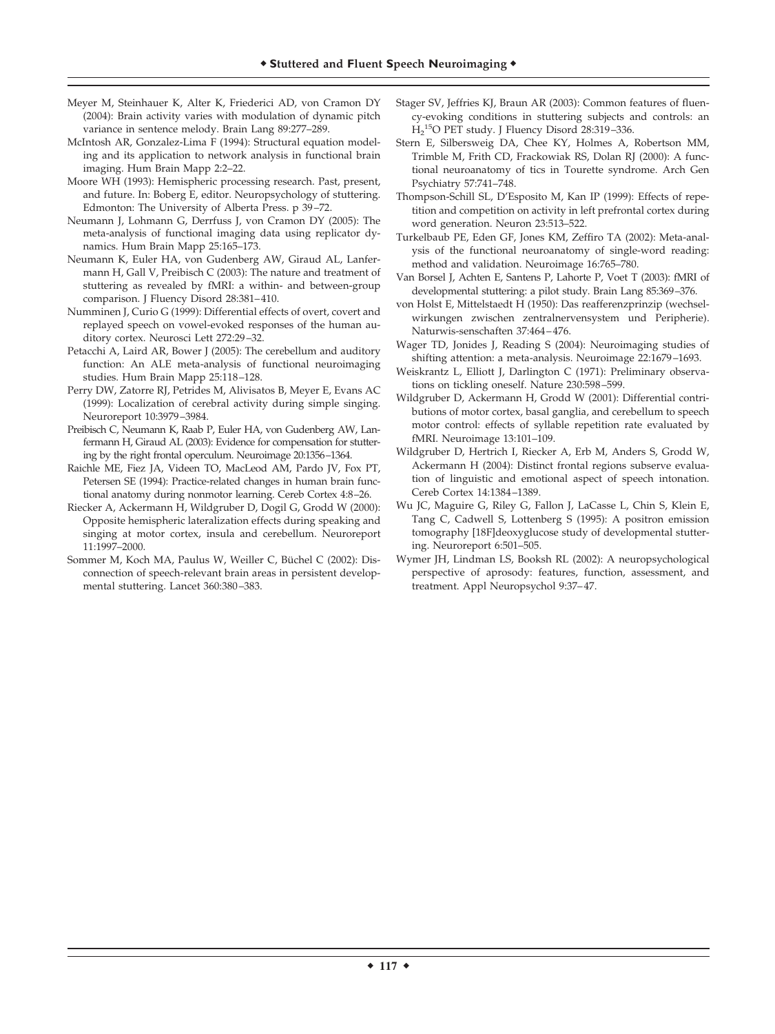Meyer M, Steinhauer K, Alter K, Friederici AD, von Cramon DY (2004): Brain activity varies with modulation of dynamic pitch variance in sentence melody. Brain Lang 89:277–289.

McIntosh AR, Gonzalez-Lima F (1994): Structural equation modeling and its application to network analysis in functional brain imaging. Hum Brain Mapp 2:2–22.

Moore WH (1993): Hemispheric processing research. Past, present, and future. In: Boberg E, editor. Neuropsychology of stuttering. Edmonton: The University of Alberta Press. p 39–72.

Neumann J, Lohmann G, Derrfuss J, von Cramon DY (2005): The meta-analysis of functional imaging data using replicator dynamics. Hum Brain Mapp 25:165–173.

Neumann K, Euler HA, von Gudenberg AW, Giraud AL, Lanfermann H, Gall V, Preibisch C (2003): The nature and treatment of stuttering as revealed by fMRI: a within- and between-group comparison. J Fluency Disord 28:381–410.

Numminen J, Curio G (1999): Differential effects of overt, covert and replayed speech on vowel-evoked responses of the human auditory cortex. Neurosci Lett 272:29–32.

Petacchi A, Laird AR, Bower J (2005): The cerebellum and auditory function: An ALE meta-analysis of functional neuroimaging studies. Hum Brain Mapp 25:118–128.

Perry DW, Zatorre RJ, Petrides M, Alivisatos B, Meyer E, Evans AC (1999): Localization of cerebral activity during simple singing. Neuroreport 10:3979–3984.

Preibisch C, Neumann K, Raab P, Euler HA, von Gudenberg AW, Lanfermann H, Giraud AL (2003): Evidence for compensation for stuttering by the right frontal operculum. Neuroimage 20:1356–1364.

Raichle ME, Fiez JA, Videen TO, MacLeod AM, Pardo JV, Fox PT, Petersen SE (1994): Practice-related changes in human brain functional anatomy during nonmotor learning. Cereb Cortex 4:8–26.

Riecker A, Ackermann H, Wildgruber D, Dogil G, Grodd W (2000): Opposite hemispheric lateralization effects during speaking and singing at motor cortex, insula and cerebellum. Neuroreport 11:1997–2000.

Sommer M, Koch MA, Paulus W, Weiller C, Büchel C (2002): Disconnection of speech-relevant brain areas in persistent developmental stuttering. Lancet 360:380–383.

Stager SV, Jeffries KJ, Braun AR (2003): Common features of fluency-evoking conditions in stuttering subjects and controls: an $H_2{}^{15}O$ PET study. J Fluency Disord 28:319–336.

Stern E, Silbersweig DA, Chee KY, Holmes A, Robertson MM, Trimble M, Frith CD, Frackowiak RS, Dolan RJ (2000): A functional neuroanatomy of tics in Tourette syndrome. Arch Gen Psychiatry 57:741–748.

Thompson-Schill SL, D'Esposito M, Kan IP (1999): Effects of repetition and competition on activity in left prefrontal cortex during word generation. Neuron 23:513–522.

Turkelbaub PE, Eden GF, Jones KM, Zeffiro TA (2002): Meta-analysis of the functional neuroanatomy of single-word reading: method and validation. Neuroimage 16:765–780.

Van Borsel J, Achten E, Santens P, Lahorte P, Voet T (2003): fMRI of developmental stuttering: a pilot study. Brain Lang 85:369–376.

von Holst E, Mittelstaedt H (1950): Das reafferenzprinzip (wechselwirkungen zwischen zentralnervensystem und Peripherie). Naturwis-senschaften 37:464–476.

Wager TD, Jonides J, Reading S (2004): Neuroimaging studies of shifting attention: a meta-analysis. Neuroimage 22:1679–1693.

Weiskrantz L, Elliott J, Darlington C (1971): Preliminary observations on tickling oneself. Nature 230:598–599.

Wildgruber D, Ackermann H, Grodd W (2001): Differential contributions of motor cortex, basal ganglia, and cerebellum to speech motor control: effects of syllable repetition rate evaluated by fMRI. Neuroimage 13:101–109.

Wildgruber D, Hertrich I, Riecker A, Erb M, Anders S, Grodd W, Ackermann H (2004): Distinct frontal regions subserve evaluation of linguistic and emotional aspect of speech intonation. Cereb Cortex 14:1384–1389.

Wu JC, Maguire G, Riley G, Fallon J, LaCasse L, Chin S, Klein E, Tang C, Cadwell S, Lottenberg S (1995): A positron emission tomography [18F]deoxyglucose study of developmental stuttering. Neuroreport 6:501–505.

Wymer JH, Lindman LS, Booksh RL (2002): A neuropsychological perspective of aprosody: features, function, assessment, and treatment. Appl Neuropsychol 9:37–47.